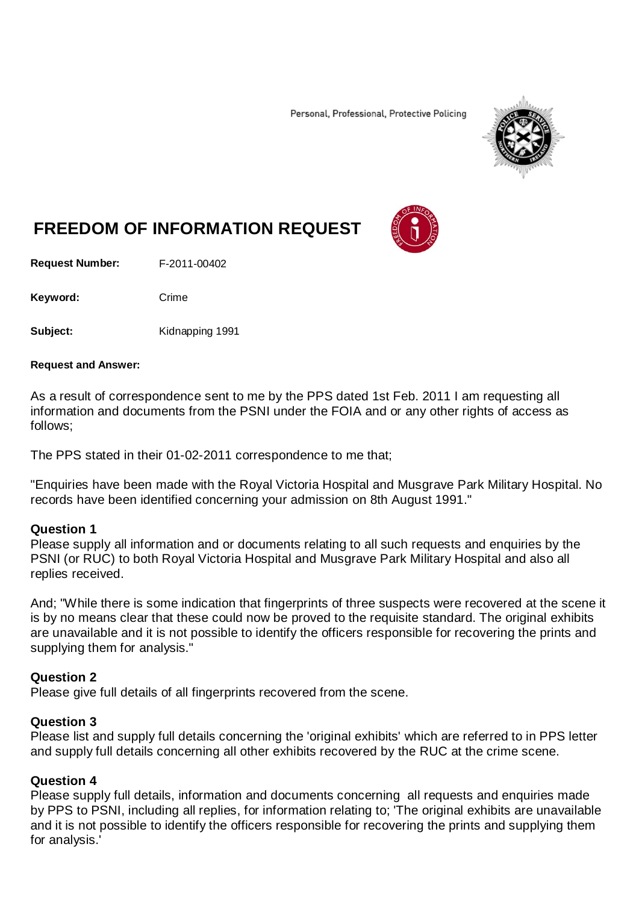Personal, Professional, Protective Policing

# FREEDOM OF INFORMATION REQUEST

**Request Number:** F-2011-00402

**Keyword:** Crime

**Subject:** Kidnapping 1991

**Request and Answer:**

As a result of correspondence sent to me by the PPS dated 1st Feb. 2011 I am requesting all information and documents from the PSNI under the FOIA and or any other rights of access as follows;

The PPS stated in their 01-02-2011 correspondence to me that;

"Enquiries have been made with the Royal Victoria Hospital and Musgrave Park Military Hospital. No records have been identified concerning your admission on 8th August 1991."

**Question 1**
Please supply all information and or documents relating to all such requests and enquiries by the PSNI (or RUC) to both Royal Victoria Hospital and Musgrave Park Military Hospital and also all replies received.

And; "While there is some indication that fingerprints of three suspects were recovered at the scene it is by no means clear that these could now be proved to the requisite standard. The original exhibits are unavailable and it is not possible to identify the officers responsible for recovering the prints and supplying them for analysis."

**Question 2**
Please give full details of all fingerprints recovered from the scene.

**Question 3**
Please list and supply full details concerning the 'original exhibits' which are referred to in PPS letter and supply full details concerning all other exhibits recovered by the RUC at the crime scene.

**Question 4**
Please supply full details, information and documents concerning all requests and enquiries made by PPS to PSNI, including all replies, for information relating to; 'The original exhibits are unavailable and it is not possible to identify the officers responsible for recovering the prints and supplying them for analysis.'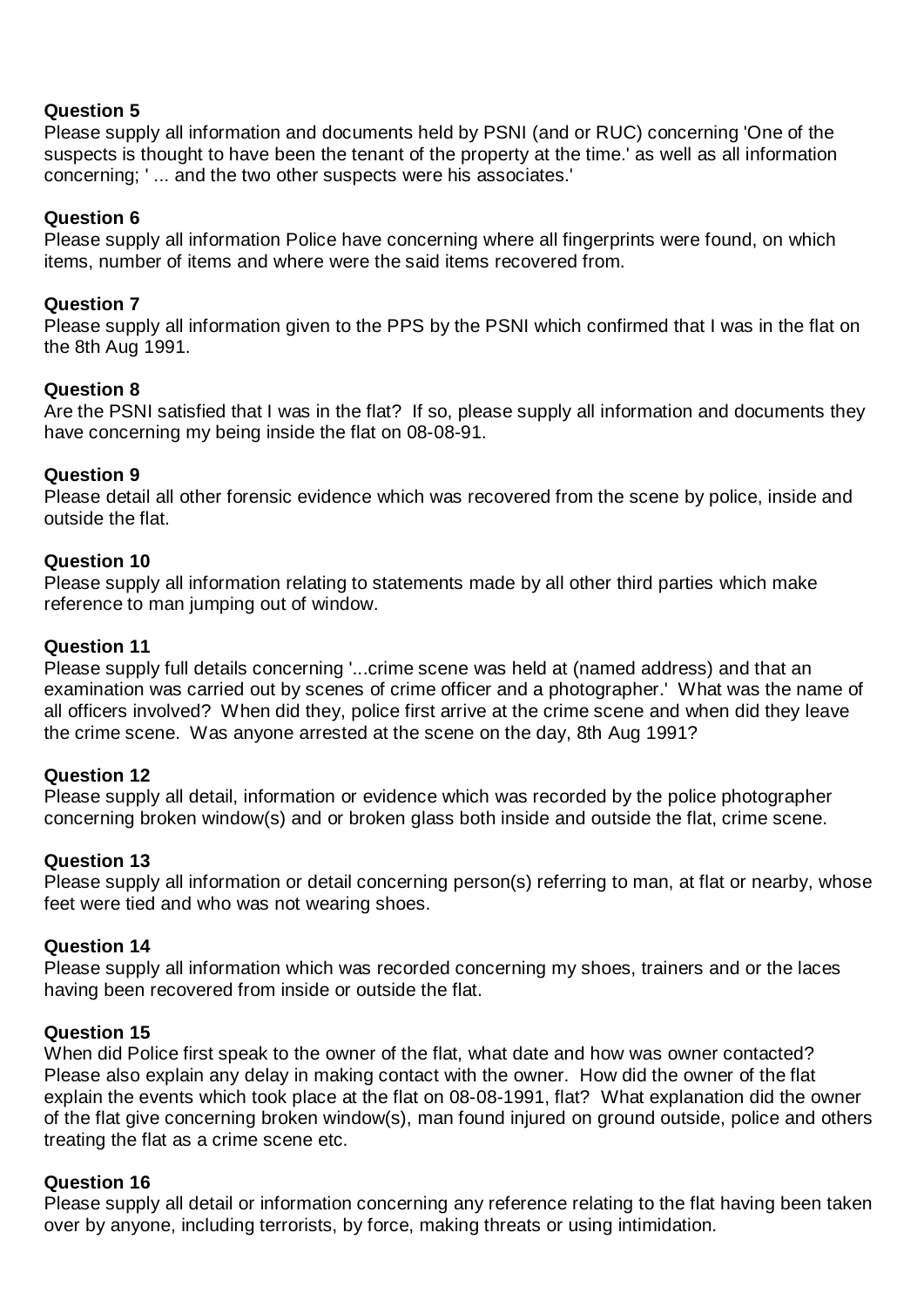**Question 5**
Please supply all information and documents held by PSNI (and or RUC) concerning 'One of the suspects is thought to have been the tenant of the property at the time.' as well as all information concerning; ' ... and the two other suspects were his associates.'

**Question 6**
Please supply all information Police have concerning where all fingerprints were found, on which items, number of items and where were the said items recovered from.

**Question 7**
Please supply all information given to the PPS by the PSNI which confirmed that I was in the flat on the 8th Aug 1991.

**Question 8**
Are the PSNI satisfied that I was in the flat? If so, please supply all information and documents they have concerning my being inside the flat on 08-08-91.

**Question 9**
Please detail all other forensic evidence which was recovered from the scene by police, inside and outside the flat.

**Question 10**
Please supply all information relating to statements made by all other third parties which make reference to man jumping out of window.

**Question 11**
Please supply full details concerning '...crime scene was held at (named address) and that an examination was carried out by scenes of crime officer and a photographer.' What was the name of all officers involved? When did they, police first arrive at the crime scene and when did they leave the crime scene. Was anyone arrested at the scene on the day, 8th Aug 1991?

**Question 12**
Please supply all detail, information or evidence which was recorded by the police photographer concerning broken window(s) and or broken glass both inside and outside the flat, crime scene.

**Question 13**
Please supply all information or detail concerning person(s) referring to man, at flat or nearby, whose feet were tied and who was not wearing shoes.

**Question 14**
Please supply all information which was recorded concerning my shoes, trainers and or the laces having been recovered from inside or outside the flat.

**Question 15**
When did Police first speak to the owner of the flat, what date and how was owner contacted? Please also explain any delay in making contact with the owner. How did the owner of the flat explain the events which took place at the flat on 08-08-1991, flat? What explanation did the owner of the flat give concerning broken window(s), man found injured on ground outside, police and others treating the flat as a crime scene etc.

**Question 16**
Please supply all detail or information concerning any reference relating to the flat having been taken over by anyone, including terrorists, by force, making threats or using intimidation.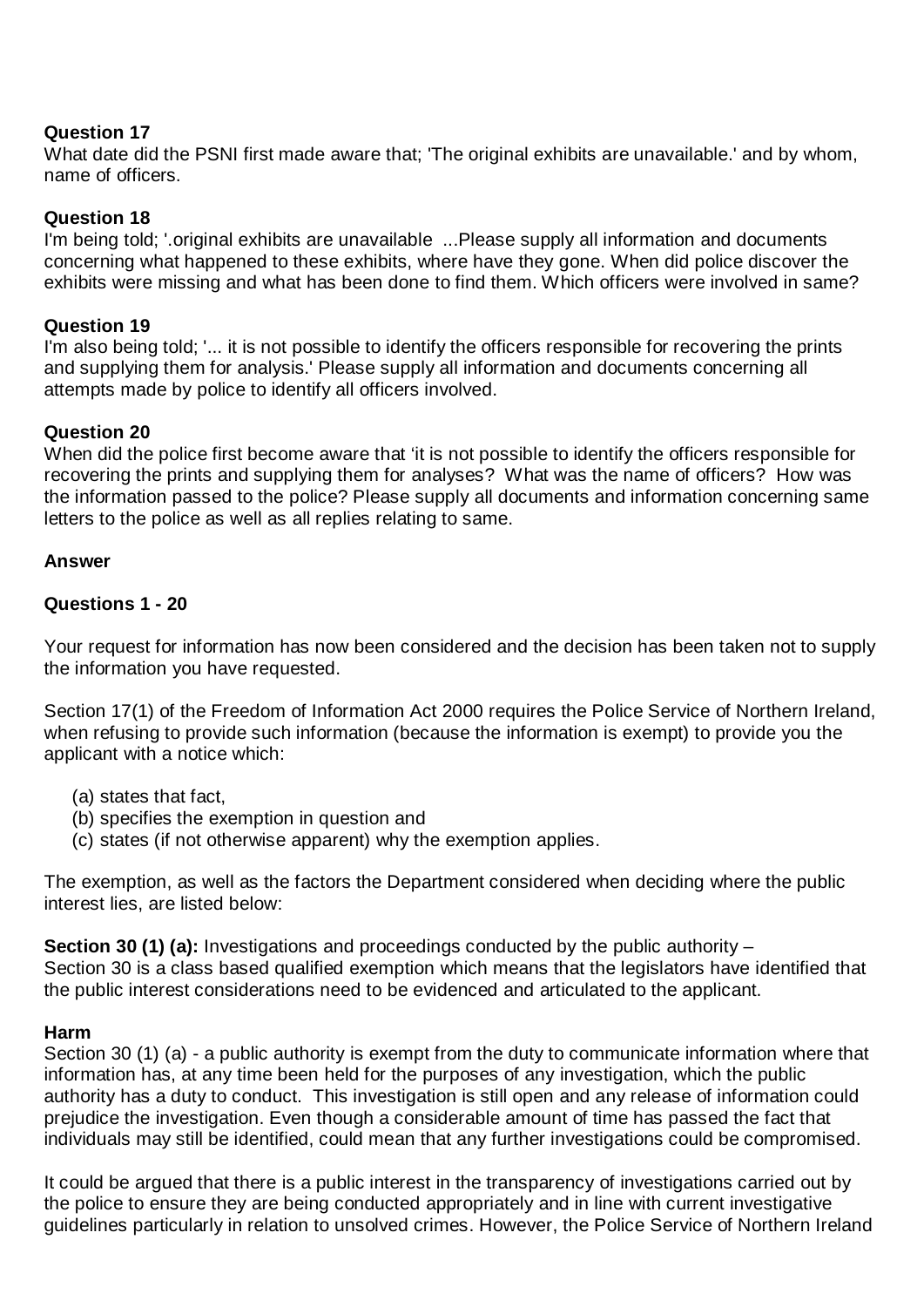**Question 17**
What date did the PSNI first made aware that; 'The original exhibits are unavailable.' and by whom, name of officers.

**Question 18**
I'm being told; '.original exhibits are unavailable ...Please supply all information and documents concerning what happened to these exhibits, where have they gone. When did police discover the exhibits were missing and what has been done to find them. Which officers were involved in same?

**Question 19**
I'm also being told; '... it is not possible to identify the officers responsible for recovering the prints and supplying them for analysis.' Please supply all information and documents concerning all attempts made by police to identify all officers involved.

**Question 20**
When did the police first become aware that 'it is not possible to identify the officers responsible for recovering the prints and supplying them for analyses? What was the name of officers? How was the information passed to the police? Please supply all documents and information concerning same letters to the police as well as all replies relating to same.

**Answer**

**Questions 1 - 20**

Your request for information has now been considered and the decision has been taken not to supply the information you have requested.

Section 17(1) of the Freedom of Information Act 2000 requires the Police Service of Northern Ireland, when refusing to provide such information (because the information is exempt) to provide you the applicant with a notice which:

(a) states that fact,
(b) specifies the exemption in question and
(c) states (if not otherwise apparent) why the exemption applies.

The exemption, as well as the factors the Department considered when deciding where the public interest lies, are listed below:

**Section 30 (1) (a):** Investigations and proceedings conducted by the public authority –
Section 30 is a class based qualified exemption which means that the legislators have identified that the public interest considerations need to be evidenced and articulated to the applicant.

**Harm**
Section 30 (1) (a) - a public authority is exempt from the duty to communicate information where that information has, at any time been held for the purposes of any investigation, which the public authority has a duty to conduct. This investigation is still open and any release of information could prejudice the investigation. Even though a considerable amount of time has passed the fact that individuals may still be identified, could mean that any further investigations could be compromised.

It could be argued that there is a public interest in the transparency of investigations carried out by the police to ensure they are being conducted appropriately and in line with current investigative guidelines particularly in relation to unsolved crimes. However, the Police Service of Northern Ireland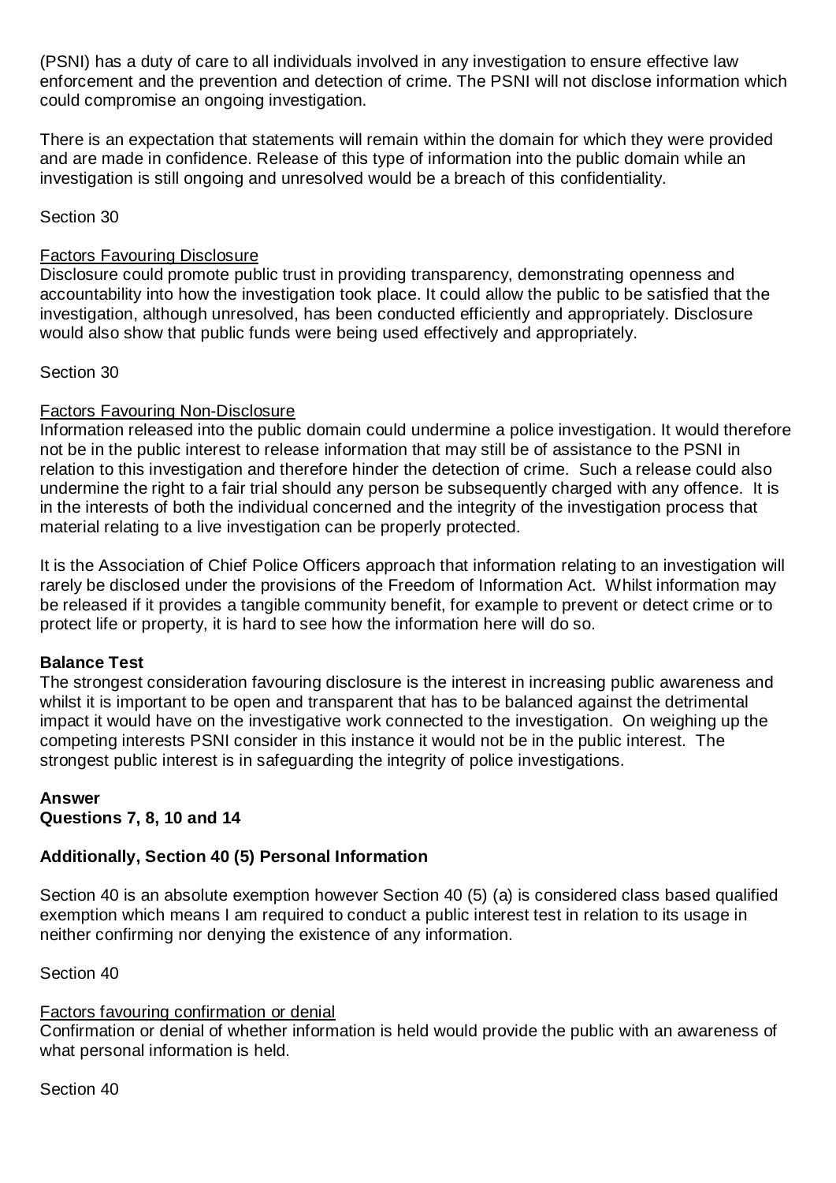(PSNI) has a duty of care to all individuals involved in any investigation to ensure effective law enforcement and the prevention and detection of crime. The PSNI will not disclose information which could compromise an ongoing investigation.

There is an expectation that statements will remain within the domain for which they were provided and are made in confidence. Release of this type of information into the public domain while an investigation is still ongoing and unresolved would be a breach of this confidentiality.

Section 30

Factors Favouring Disclosure
Disclosure could promote public trust in providing transparency, demonstrating openness and accountability into how the investigation took place. It could allow the public to be satisfied that the investigation, although unresolved, has been conducted efficiently and appropriately. Disclosure would also show that public funds were being used effectively and appropriately.

Section 30

Factors Favouring Non-Disclosure
Information released into the public domain could undermine a police investigation. It would therefore not be in the public interest to release information that may still be of assistance to the PSNI in relation to this investigation and therefore hinder the detection of crime. Such a release could also undermine the right to a fair trial should any person be subsequently charged with any offence. It is in the interests of both the individual concerned and the integrity of the investigation process that material relating to a live investigation can be properly protected.

It is the Association of Chief Police Officers approach that information relating to an investigation will rarely be disclosed under the provisions of the Freedom of Information Act. Whilst information may be released if it provides a tangible community benefit, for example to prevent or detect crime or to protect life or property, it is hard to see how the information here will do so.

**Balance Test**
The strongest consideration favouring disclosure is the interest in increasing public awareness and whilst it is important to be open and transparent that has to be balanced against the detrimental impact it would have on the investigative work connected to the investigation. On weighing up the competing interests PSNI consider in this instance it would not be in the public interest. The strongest public interest is in safeguarding the integrity of police investigations.

**Answer**
**Questions 7, 8, 10 and 14**

**Additionally, Section 40 (5) Personal Information**

Section 40 is an absolute exemption however Section 40 (5) (a) is considered class based qualified exemption which means I am required to conduct a public interest test in relation to its usage in neither confirming nor denying the existence of any information.

Section 40

Factors favouring confirmation or denial
Confirmation or denial of whether information is held would provide the public with an awareness of what personal information is held.

Section 40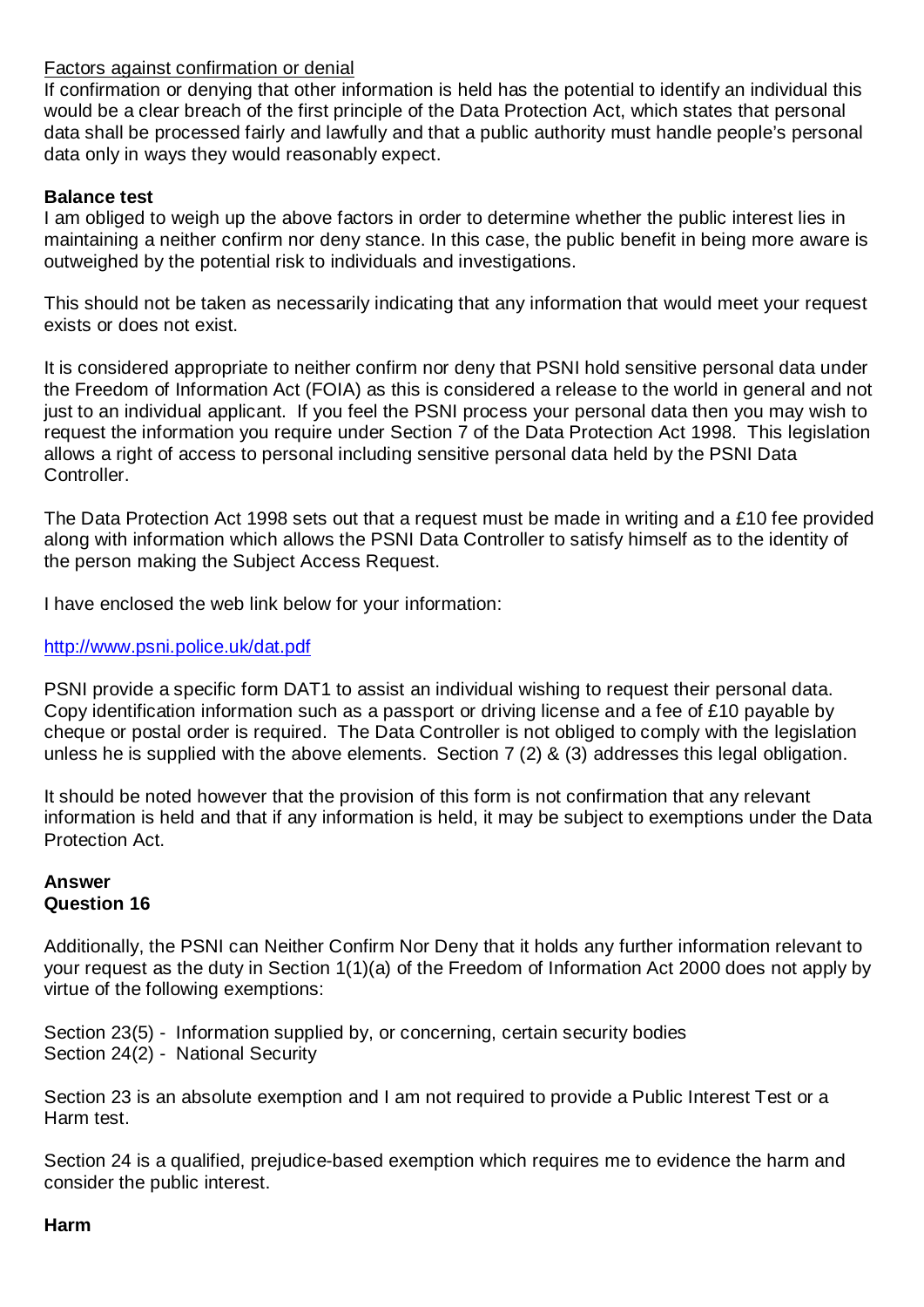Factors against confirmation or denial

If confirmation or denying that other information is held has the potential to identify an individual this would be a clear breach of the first principle of the Data Protection Act, which states that personal data shall be processed fairly and lawfully and that a public authority must handle people's personal data only in ways they would reasonably expect.

**Balance test**

I am obliged to weigh up the above factors in order to determine whether the public interest lies in maintaining a neither confirm nor deny stance. In this case, the public benefit in being more aware is outweighed by the potential risk to individuals and investigations.

This should not be taken as necessarily indicating that any information that would meet your request exists or does not exist.

It is considered appropriate to neither confirm nor deny that PSNI hold sensitive personal data under the Freedom of Information Act (FOIA) as this is considered a release to the world in general and not just to an individual applicant. If you feel the PSNI process your personal data then you may wish to request the information you require under Section 7 of the Data Protection Act 1998. This legislation allows a right of access to personal including sensitive personal data held by the PSNI Data Controller.

The Data Protection Act 1998 sets out that a request must be made in writing and a £10 fee provided along with information which allows the PSNI Data Controller to satisfy himself as to the identity of the person making the Subject Access Request.

I have enclosed the web link below for your information:

http://www.psni.police.uk/dat.pdf

PSNI provide a specific form DAT1 to assist an individual wishing to request their personal data. Copy identification information such as a passport or driving license and a fee of £10 payable by cheque or postal order is required. The Data Controller is not obliged to comply with the legislation unless he is supplied with the above elements. Section 7 (2) & (3) addresses this legal obligation.

It should be noted however that the provision of this form is not confirmation that any relevant information is held and that if any information is held, it may be subject to exemptions under the Data Protection Act.

**Answer**
**Question 16**

Additionally, the PSNI can Neither Confirm Nor Deny that it holds any further information relevant to your request as the duty in Section 1(1)(a) of the Freedom of Information Act 2000 does not apply by virtue of the following exemptions:

Section 23(5) - Information supplied by, or concerning, certain security bodies
Section 24(2) - National Security

Section 23 is an absolute exemption and I am not required to provide a Public Interest Test or a Harm test.

Section 24 is a qualified, prejudice-based exemption which requires me to evidence the harm and consider the public interest.

**Harm**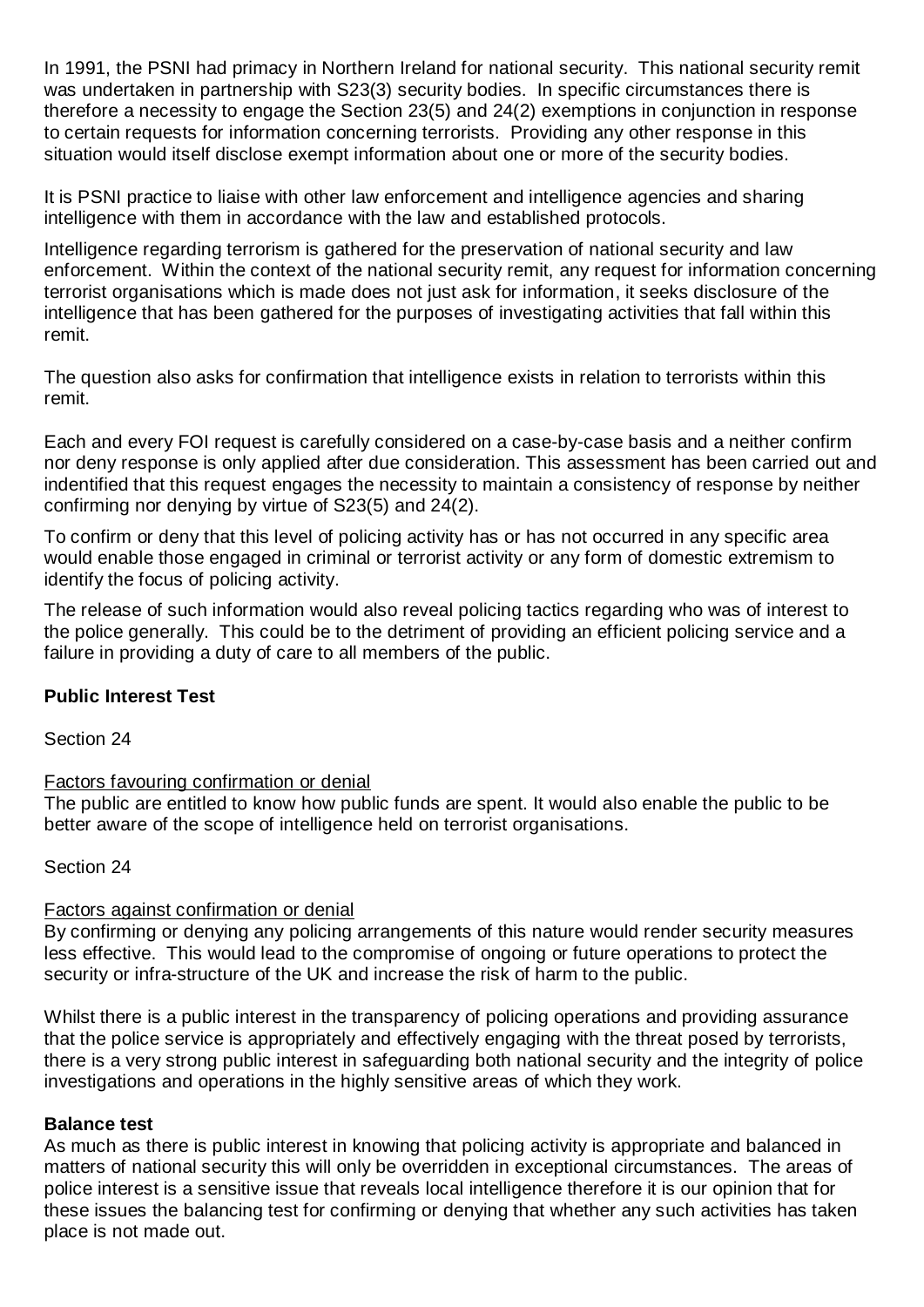In 1991, the PSNI had primacy in Northern Ireland for national security. This national security remit was undertaken in partnership with S23(3) security bodies. In specific circumstances there is therefore a necessity to engage the Section 23(5) and 24(2) exemptions in conjunction in response to certain requests for information concerning terrorists. Providing any other response in this situation would itself disclose exempt information about one or more of the security bodies.

It is PSNI practice to liaise with other law enforcement and intelligence agencies and sharing intelligence with them in accordance with the law and established protocols.

Intelligence regarding terrorism is gathered for the preservation of national security and law enforcement. Within the context of the national security remit, any request for information concerning terrorist organisations which is made does not just ask for information, it seeks disclosure of the intelligence that has been gathered for the purposes of investigating activities that fall within this remit.

The question also asks for confirmation that intelligence exists in relation to terrorists within this remit.

Each and every FOI request is carefully considered on a case-by-case basis and a neither confirm nor deny response is only applied after due consideration. This assessment has been carried out and indentified that this request engages the necessity to maintain a consistency of response by neither confirming nor denying by virtue of S23(5) and 24(2).

To confirm or deny that this level of policing activity has or has not occurred in any specific area would enable those engaged in criminal or terrorist activity or any form of domestic extremism to identify the focus of policing activity.

The release of such information would also reveal policing tactics regarding who was of interest to the police generally. This could be to the detriment of providing an efficient policing service and a failure in providing a duty of care to all members of the public.

**Public Interest Test**

Section 24

Factors favouring confirmation or denial
The public are entitled to know how public funds are spent. It would also enable the public to be better aware of the scope of intelligence held on terrorist organisations.

Section 24

Factors against confirmation or denial
By confirming or denying any policing arrangements of this nature would render security measures less effective. This would lead to the compromise of ongoing or future operations to protect the security or infra-structure of the UK and increase the risk of harm to the public.

Whilst there is a public interest in the transparency of policing operations and providing assurance that the police service is appropriately and effectively engaging with the threat posed by terrorists, there is a very strong public interest in safeguarding both national security and the integrity of police investigations and operations in the highly sensitive areas of which they work.

**Balance test**
As much as there is public interest in knowing that policing activity is appropriate and balanced in matters of national security this will only be overridden in exceptional circumstances. The areas of police interest is a sensitive issue that reveals local intelligence therefore it is our opinion that for these issues the balancing test for confirming or denying that whether any such activities has taken place is not made out.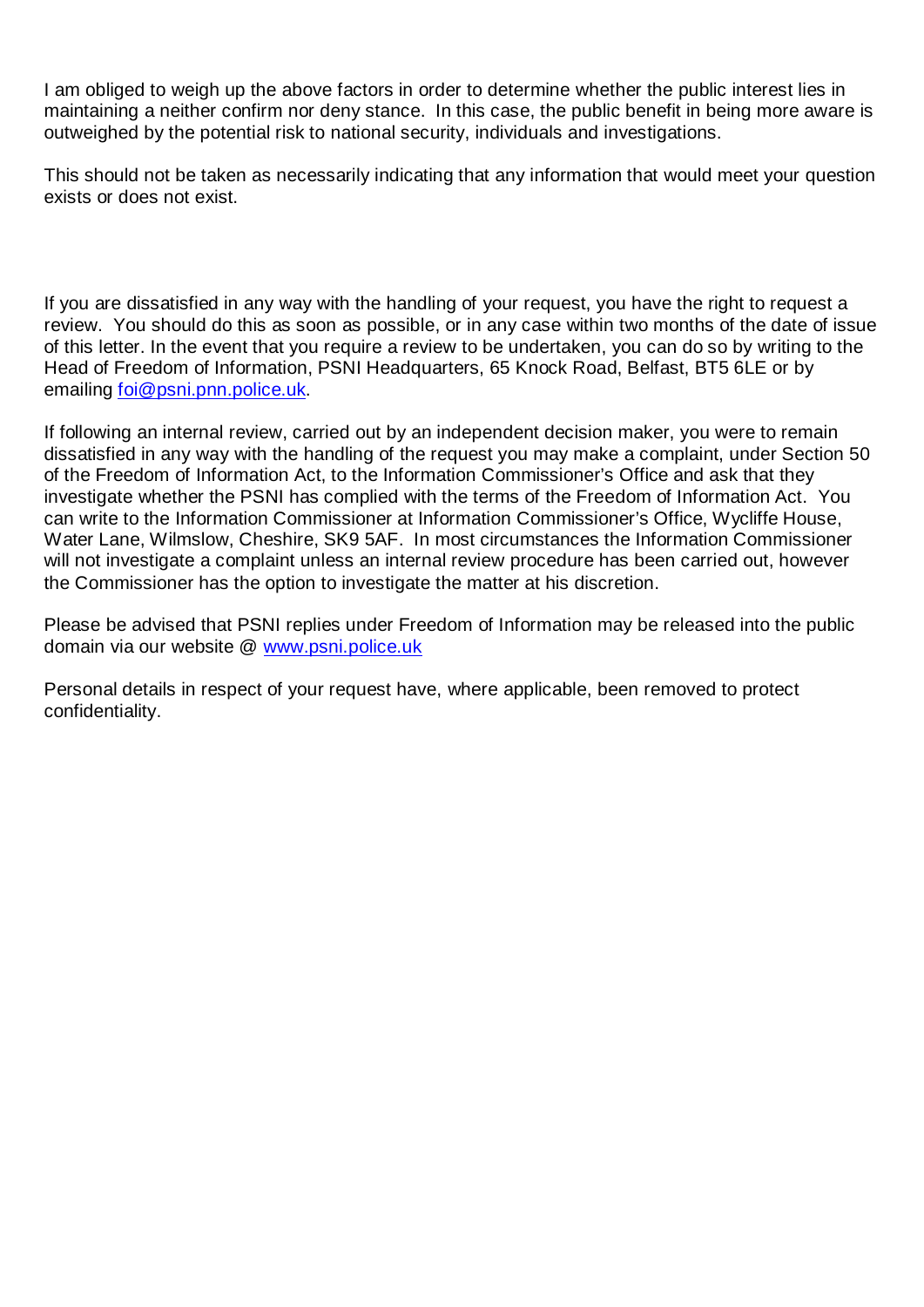I am obliged to weigh up the above factors in order to determine whether the public interest lies in maintaining a neither confirm nor deny stance. In this case, the public benefit in being more aware is outweighed by the potential risk to national security, individuals and investigations.

This should not be taken as necessarily indicating that any information that would meet your question exists or does not exist.

If you are dissatisfied in any way with the handling of your request, you have the right to request a review. You should do this as soon as possible, or in any case within two months of the date of issue of this letter. In the event that you require a review to be undertaken, you can do so by writing to the Head of Freedom of Information, PSNI Headquarters, 65 Knock Road, Belfast, BT5 6LE or by emailing [foi@psni.pnn.police.uk](mailto:foi@psni.pnn.police.uk).

If following an internal review, carried out by an independent decision maker, you were to remain dissatisfied in any way with the handling of the request you may make a complaint, under Section 50 of the Freedom of Information Act, to the Information Commissioner's Office and ask that they investigate whether the PSNI has complied with the terms of the Freedom of Information Act. You can write to the Information Commissioner at Information Commissioner's Office, Wycliffe House, Water Lane, Wilmslow, Cheshire, SK9 5AF. In most circumstances the Information Commissioner will not investigate a complaint unless an internal review procedure has been carried out, however the Commissioner has the option to investigate the matter at his discretion.

Please be advised that PSNI replies under Freedom of Information may be released into the public domain via our website @ [www.psni.police.uk](http://www.psni.police.uk)

Personal details in respect of your request have, where applicable, been removed to protect confidentiality.